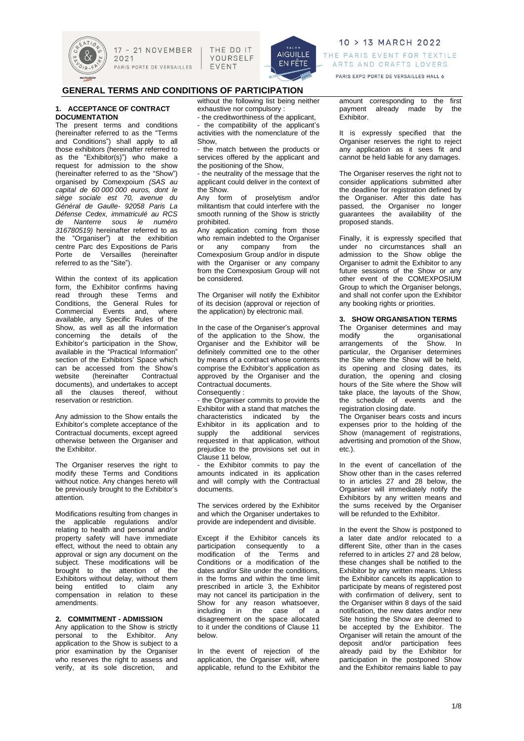# GENERAL TERMS AND CONDITIONS OF PARTICIPATION

## 1. ACCEPTANCE OF CONTRACT DOCUMENTATION

The present terms and conditions (hereinafter referred to as the "Terms and Conditions") shall apply to all those exhibitors (hereinafter referred to as the "Exhibitor(s)") who make a request for admission to the show (hereinafter referred to as the "Show") organised by Comexpoium *(SAS au capital de 60 000 000 euros, dont le siège sociale est 70, avenue du Général de Gaulle- 92058 Paris La Défense Cedex, immatriculé au RCS de Nanterre sous le numéro 316780519)* hereinafter referred to as the "Organiser") at the exhibition centre Parc des Expositions de Paris Porte de Versailles (hereinafter referred to as the "Site").

Within the context of its application form, the Exhibitor confirms having read through these Terms and Conditions, the General Rules for Commercial Events and, where available, any Specific Rules of the Show, as well as all the information concerning the details of the Exhibitor's participation in the Show, available in the "Practical Information" section of the Exhibitors' Space which can be accessed from the Show's website (hereinafter Contractual documents), and undertakes to accept all the clauses thereof, without reservation or restriction.

Any admission to the Show entails the Exhibitor's complete acceptance of the Contractual documents, except agreed otherwise between the Organiser and the Exhibitor.

The Organiser reserves the right to modify these Terms and Conditions without notice. Any changes hereto will be previously brought to the Exhibitor's attention.

Modifications resulting from changes in the applicable regulations and/or relating to health and personal and/or property safety will have immediate effect, without the need to obtain any approval or sign any document on the subject. These modifications will be brought to the attention of the Exhibitors without delay, without them being entitled to claim any compensation in relation to these amendments.

## 2. COMMITMENT - ADMISSION

Any application to the Show is strictly personal to the Exhibitor. Any application to the Show is subject to a prior examination by the Organiser who reserves the right to assess and verify, at its sole discretion, and without the following list being neither exhaustive nor compulsory :

- the creditworthiness of the applicant,
- the compatibility of the applicant's activities with the nomenclature of the Show,
- the match between the products or services offered by the applicant and the positioning of the Show,
- the neutrality of the message that the applicant could deliver in the context of the Show.

Any form of proselytism and/or militantism that could interfere with the smooth running of the Show is strictly prohibited.

Any application coming from those who remain indebted to the Organiser or any company from the Comexposium Group and/or in dispute with the Organiser or any company from the Comexposium Group will not be considered.

The Organiser will notify the Exhibitor of its decision (approval or rejection of the application) by electronic mail.

In the case of the Organiser's approval of the application to the Show, the Organiser and the Exhibitor will be definitely committed one to the other by means of a contract whose contents comprise the Exhibitor's application as approved by the Organiser and the Contractual documents.

Consequently :

- the Organiser commits to provide the Exhibitor with a stand that matches the characteristics indicated by the Exhibitor in its application and to supply the additional services requested in that application, without prejudice to the provisions set out in Clause 11 below,
- the Exhibitor commits to pay the amounts indicated in its application and will comply with the Contractual documents.

The services ordered by the Exhibitor and which the Organiser undertakes to provide are independent and divisible.

Except if the Exhibitor cancels its participation consequently to a modification of the Terms and Conditions or a modification of the dates and/or Site under the conditions, in the forms and within the time limit prescribed in article 3, the Exhibitor may not cancel its participation in the Show for any reason whatsoever, including in the case of a disagreement on the space allocated to it under the conditions of Clause 11 below.

In the event of rejection of the application, the Organiser will, where applicable, refund to the Exhibitor the amount corresponding to the first payment already made by the Exhibitor.

It is expressly specified that the Organiser reserves the right to reject any application as it sees fit and cannot be held liable for any damages.

The Organiser reserves the right not to consider applications submitted after the deadline for registration defined by the Organiser. After this date has passed, the Organiser no longer guarantees the availability of the proposed stands.

Finally, it is expressly specified that under no circumstances shall an admission to the Show oblige the Organiser to admit the Exhibitor to any future sessions of the Show or any other event of the COMEXPOSIUM Group to which the Organiser belongs, and shall not confer upon the Exhibitor any booking rights or priorities.

## 3. SHOW ORGANISATION TERMS

The Organiser determines and may modify the organisational arrangements of the Show. In particular, the Organiser determines the Site where the Show will be held, its opening and closing dates, its duration, the opening and closing hours of the Site where the Show will take place, the layouts of the Show, the schedule of events and the registration closing date.

The Organiser bears costs and incurs expenses prior to the holding of the Show (management of registrations, advertising and promotion of the Show, etc.).

In the event of cancellation of the Show other than in the cases referred to in articles 27 and 28 below, the Organiser will immediately notify the Exhibitors by any written means and the sums received by the Organiser will be refunded to the Exhibitor.

In the event the Show is postponed to a later date and/or relocated to a different Site, other than in the cases referred to in articles 27 and 28 below, these changes shall be notified to the Exhibitor by any written means. Unless the Exhibitor cancels its application to participate by means of registered post with confirmation of delivery, sent to the Organiser within 8 days of the said notification, the new dates and/or new Site hosting the Show are deemed to be accepted by the Exhibitor. The Organiser will retain the amount of the deposit and/or participation fees already paid by the Exhibitor for participation in the postponed Show and the Exhibitor remains liable to pay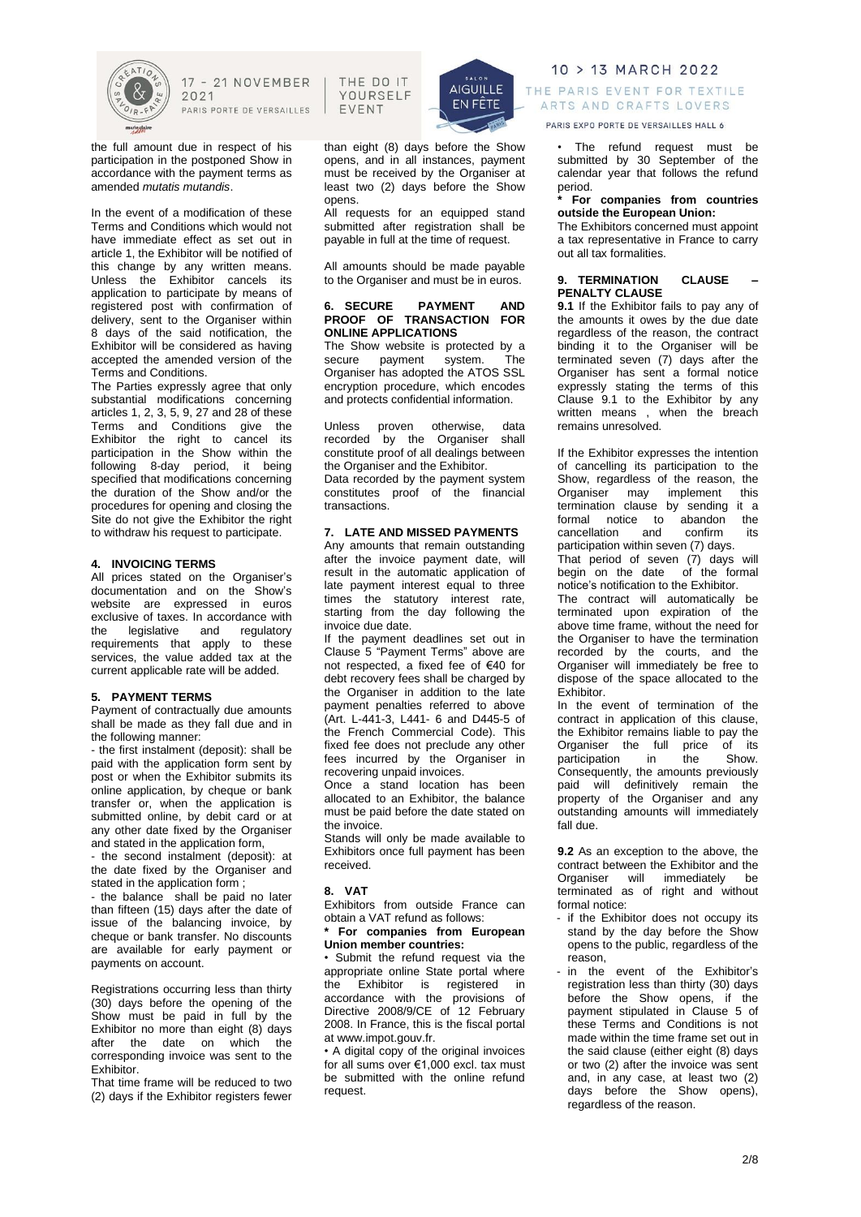the full amount due in respect of his participation in the postponed Show in accordance with the payment terms as amended *mutatis mutandis*.

In the event of a modification of these Terms and Conditions which would not have immediate effect as set out in article 1, the Exhibitor will be notified of this change by any written means. Unless the Exhibitor cancels its application to participate by means of registered post with confirmation of delivery, sent to the Organiser within 8 days of the said notification, the Exhibitor will be considered as having accepted the amended version of the Terms and Conditions.

The Parties expressly agree that only substantial modifications concerning articles 1, 2, 3, 5, 9, 27 and 28 of these Terms and Conditions give the Exhibitor the right to cancel its participation in the Show within the following 8-day period, it being specified that modifications concerning the duration of the Show and/or the procedures for opening and closing the Site do not give the Exhibitor the right to withdraw his request to participate.

## 4. INVOICING TERMS

All prices stated on the Organiser's documentation and on the Show's website are expressed in euros exclusive of taxes. In accordance with the legislative and regulatory requirements that apply to these services, the value added tax at the current applicable rate will be added.

## 5. PAYMENT TERMS

Payment of contractually due amounts shall be made as they fall due and in the following manner:

- the first instalment (deposit): shall be paid with the application form sent by post or when the Exhibitor submits its online application, by cheque or bank transfer or, when the application is submitted online, by debit card or at any other date fixed by the Organiser and stated in the application form,
- the second instalment (deposit): at the date fixed by the Organiser and stated in the application form ;
- the balance shall be paid no later than fifteen (15) days after the date of issue of the balancing invoice, by cheque or bank transfer. No discounts are available for early payment or payments on account.

Registrations occurring less than thirty (30) days before the opening of the Show must be paid in full by the Exhibitor no more than eight (8) days after the date on which the corresponding invoice was sent to the Exhibitor.

That time frame will be reduced to two (2) days if the Exhibitor registers fewer than eight (8) days before the Show opens, and in all instances, payment must be received by the Organiser at least two (2) days before the Show opens.

All requests for an equipped stand submitted after registration shall be payable in full at the time of request.

All amounts should be made payable to the Organiser and must be in euros.

## 6. SECURE PAYMENT AND PROOF OF TRANSACTION FOR ONLINE APPLICATIONS

The Show website is protected by a secure payment system. The Organiser has adopted the ATOS SSL encryption procedure, which encodes and protects confidential information.

Unless proven otherwise, data recorded by the Organiser shall constitute proof of all dealings between the Organiser and the Exhibitor.

Data recorded by the payment system constitutes proof of the financial transactions.

## 7. LATE AND MISSED PAYMENTS

Any amounts that remain outstanding after the invoice payment date, will result in the automatic application of late payment interest equal to three times the statutory interest rate, starting from the day following the invoice due date.

If the payment deadlines set out in Clause 5 "Payment Terms" above are not respected, a fixed fee of €40 for debt recovery fees shall be charged by the Organiser in addition to the late payment penalties referred to above (Art. L-441-3, L441- 6 and D445-5 of the French Commercial Code). This fixed fee does not preclude any other fees incurred by the Organiser in recovering unpaid invoices.

Once a stand location has been allocated to an Exhibitor, the balance must be paid before the date stated on the invoice.

Stands will only be made available to Exhibitors once full payment has been received.

## 8. VAT

Exhibitors from outside France can obtain a VAT refund as follows:

**\* For companies from European Union member countries:**

• Submit the refund request via the appropriate online State portal where the Exhibitor is registered in accordance with the provisions of Directive 2008/9/CE of 12 February 2008. In France, this is the fiscal portal at www.impot.gouv.fr.

• A digital copy of the original invoices for all sums over €1,000 excl. tax must be submitted with the online refund request.

• The refund request must be submitted by 30 September of the calendar year that follows the refund period.

**\* For companies from countries outside the European Union:**

The Exhibitors concerned must appoint a tax representative in France to carry out all tax formalities.

## 9. TERMINATION CLAUSE – PENALTY CLAUSE

**9.1** If the Exhibitor fails to pay any of the amounts it owes by the due date regardless of the reason, the contract binding it to the Organiser will be terminated seven (7) days after the Organiser has sent a formal notice expressly stating the terms of this Clause 9.1 to the Exhibitor by any written means , when the breach remains unresolved.

If the Exhibitor expresses the intention of cancelling its participation to the Show, regardless of the reason, the Organiser may implement this termination clause by sending it a formal notice to abandon the cancellation and confirm its participation within seven (7) days.

That period of seven (7) days will begin on the date of the formal notice's notification to the Exhibitor.

The contract will automatically be terminated upon expiration of the above time frame, without the need for the Organiser to have the termination recorded by the courts, and the Organiser will immediately be free to dispose of the space allocated to the Exhibitor.

In the event of termination of the contract in application of this clause, the Exhibitor remains liable to pay the Organiser the full price of its participation in the Show. Consequently, the amounts previously paid will definitively remain the property of the Organiser and any outstanding amounts will immediately fall due.

**9.2** As an exception to the above, the contract between the Exhibitor and the Organiser will immediately be terminated as of right and without formal notice:

- if the Exhibitor does not occupy its stand by the day before the Show opens to the public, regardless of the reason,
- in the event of the Exhibitor's registration less than thirty (30) days before the Show opens, if the payment stipulated in Clause 5 of these Terms and Conditions is not made within the time frame set out in the said clause (either eight (8) days or two (2) after the invoice was sent and, in any case, at least two (2) days before the Show opens), regardless of the reason.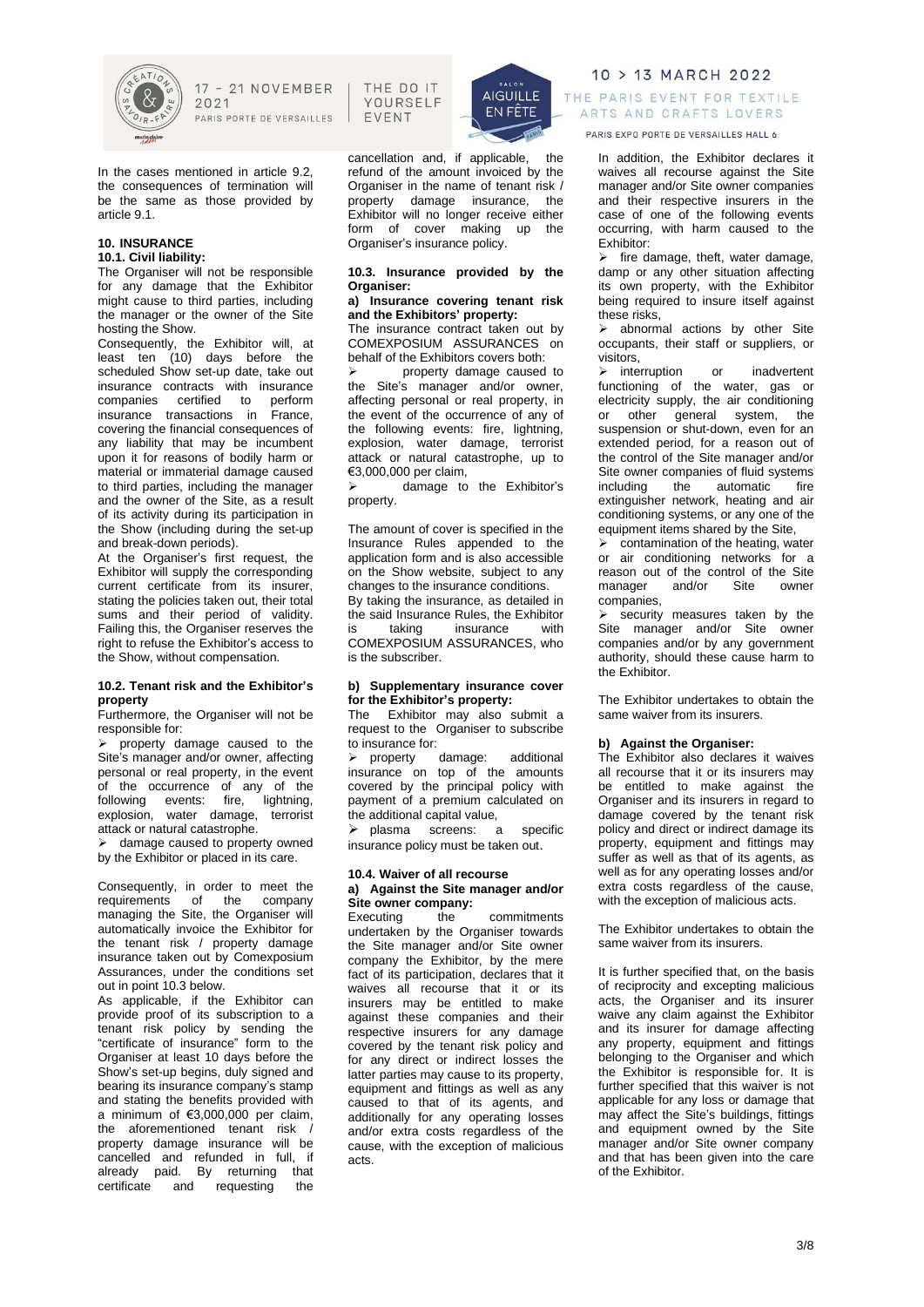In the cases mentioned in article 9.2, the consequences of termination will be the same as those provided by article 9.1.

## 10. INSURANCE

### 10.1. Civil liability:

The Organiser will not be responsible for any damage that the Exhibitor might cause to third parties, including the manager or the owner of the Site hosting the Show.

Consequently, the Exhibitor will, at least ten (10) days before the scheduled Show set-up date, take out insurance contracts with insurance companies certified to perform insurance transactions in France, covering the financial consequences of any liability that may be incumbent upon it for reasons of bodily harm or material or immaterial damage caused to third parties, including the manager and the owner of the Site, as a result of its activity during its participation in the Show (including during the set-up and break-down periods).

At the Organiser's first request, the Exhibitor will supply the corresponding current certificate from its insurer, stating the policies taken out, their total sums and their period of validity. Failing this, the Organiser reserves the right to refuse the Exhibitor's access to the Show, without compensation.

### 10.2. Tenant risk and the Exhibitor's property

Furthermore, the Organiser will not be responsible for:

- property damage caused to the Site's manager and/or owner, affecting personal or real property, in the event of the occurrence of any of the following events: fire, lightning, explosion, water damage, terrorist attack or natural catastrophe.
- damage caused to property owned by the Exhibitor or placed in its care.

Consequently, in order to meet the requirements of the company managing the Site, the Organiser will automatically invoice the Exhibitor for the tenant risk / property damage insurance taken out by Comexposium Assurances, under the conditions set out in point 10.3 below.

As applicable, if the Exhibitor can provide proof of its subscription to a tenant risk policy by sending the "certificate of insurance" form to the Organiser at least 10 days before the Show's set-up begins, duly signed and bearing its insurance company's stamp and stating the benefits provided with a minimum of €3,000,000 per claim, the aforementioned tenant risk / property damage insurance will be cancelled and refunded in full, if already paid. By returning that certificate and requesting the cancellation and, if applicable, the refund of the amount invoiced by the Organiser in the name of tenant risk / property damage insurance, the Exhibitor will no longer receive either form of cover making up the Organiser's insurance policy.

### 10.3. Insurance provided by the Organiser:

**a) Insurance covering tenant risk and the Exhibitors' property:**

The insurance contract taken out by COMEXPOSIUM ASSURANCES on behalf of the Exhibitors covers both:

- property damage caused to the Site's manager and/or owner, affecting personal or real property, in the event of the occurrence of any of the following events: fire, lightning, explosion, water damage, terrorist attack or natural catastrophe, up to €3,000,000 per claim,
- damage to the Exhibitor's property.

The amount of cover is specified in the Insurance Rules appended to the application form and is also accessible on the Show website, subject to any changes to the insurance conditions.

By taking the insurance, as detailed in the said Insurance Rules, the Exhibitor is taking insurance with COMEXPOSIUM ASSURANCES, who is the subscriber.

**b) Supplementary insurance cover for the Exhibitor's property:**

The Exhibitor may also submit a request to the Organiser to subscribe to insurance for:

- property damage: additional insurance on top of the amounts covered by the principal policy with payment of a premium calculated on the additional capital value,
- plasma screens: a specific insurance policy must be taken out.

### 10.4. Waiver of all recourse

**a) Against the Site manager and/or Site owner company:**

Executing the commitments undertaken by the Organiser towards the Site manager and/or Site owner company the Exhibitor, by the mere fact of its participation, declares that it waives all recourse that it or its insurers may be entitled to make against these companies and their respective insurers for any damage covered by the tenant risk policy and for any direct or indirect losses the latter parties may cause to its property, equipment and fittings as well as any caused to that of its agents, and additionally for any operating losses and/or extra costs regardless of the cause, with the exception of malicious acts.

In addition, the Exhibitor declares it waives all recourse against the Site manager and/or Site owner companies and their respective insurers in the case of one of the following events occurring, with harm caused to the Exhibitor:

- fire damage, theft, water damage, damp or any other situation affecting its own property, with the Exhibitor being required to insure itself against these risks,
- abnormal actions by other Site occupants, their staff or suppliers, or visitors,
- interruption or inadvertent functioning of the water, gas or electricity supply, the air conditioning or other general system, the suspension or shut-down, even for an extended period, for a reason out of the control of the Site manager and/or Site owner companies of fluid systems including the automatic fire extinguisher network, heating and air conditioning systems, or any one of the equipment items shared by the Site,
- contamination of the heating, water or air conditioning networks for a reason out of the control of the Site manager and/or Site owner companies,
- security measures taken by the Site manager and/or Site owner companies and/or by any government authority, should these cause harm to the Exhibitor.

The Exhibitor undertakes to obtain the same waiver from its insurers.

**b) Against the Organiser:**

The Exhibitor also declares it waives all recourse that it or its insurers may be entitled to make against the Organiser and its insurers in regard to damage covered by the tenant risk policy and direct or indirect damage its property, equipment and fittings may suffer as well as that of its agents, as well as for any operating losses and/or extra costs regardless of the cause, with the exception of malicious acts.

The Exhibitor undertakes to obtain the same waiver from its insurers.

It is further specified that, on the basis of reciprocity and excepting malicious acts, the Organiser and its insurer waive any claim against the Exhibitor and its insurer for damage affecting any property, equipment and fittings belonging to the Organiser and which the Exhibitor is responsible for. It is further specified that this waiver is not applicable for any loss or damage that may affect the Site's buildings, fittings and equipment owned by the Site manager and/or Site owner company and that has been given into the care of the Exhibitor.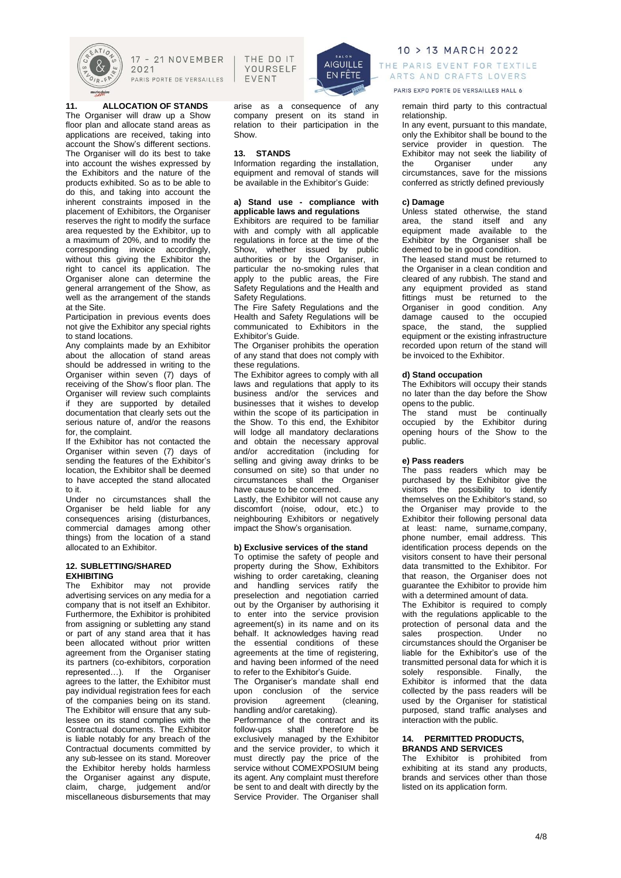## 11. ALLOCATION OF STANDS

The Organiser will draw up a Show floor plan and allocate stand areas as applications are received, taking into account the Show's different sections. The Organiser will do its best to take into account the wishes expressed by the Exhibitors and the nature of the products exhibited. So as to be able to do this, and taking into account the inherent constraints imposed in the placement of Exhibitors, the Organiser reserves the right to modify the surface area requested by the Exhibitor, up to a maximum of 20%, and to modify the corresponding invoice accordingly, without this giving the Exhibitor the right to cancel its application. The Organiser alone can determine the general arrangement of the Show, as well as the arrangement of the stands at the Site.

Participation in previous events does not give the Exhibitor any special rights to stand locations.

Any complaints made by an Exhibitor about the allocation of stand areas should be addressed in writing to the Organiser within seven (7) days of receiving of the Show's floor plan. The Organiser will review such complaints if they are supported by detailed documentation that clearly sets out the serious nature of, and/or the reasons for, the complaint.

If the Exhibitor has not contacted the Organiser within seven (7) days of sending the features of the Exhibitor's location, the Exhibitor shall be deemed to have accepted the stand allocated to it.

Under no circumstances shall the Organiser be held liable for any consequences arising (disturbances, commercial damages among other things) from the location of a stand allocated to an Exhibitor.

## 12. SUBLETTING/SHARED EXHIBITING

The Exhibitor may not provide advertising services on any media for a company that is not itself an Exhibitor. Furthermore, the Exhibitor is prohibited from assigning or subletting any stand or part of any stand area that it has been allocated without prior written agreement from the Organiser stating its partners (co-exhibitors, corporation represented…). If the Organiser agrees to the latter, the Exhibitor must pay individual registration fees for each of the companies being on its stand. The Exhibitor will ensure that any sub-lessee on its stand complies with the Contractual documents. The Exhibitor is liable notably for any breach of the Contractual documents committed by any sub-lessee on its stand. Moreover the Exhibitor hereby holds harmless the Organiser against any dispute, claim, charge, judgement and/or miscellaneous disbursements that may arise as a consequence of any company present on its stand in relation to their participation in the Show.

## 13. STANDS

Information regarding the installation, equipment and removal of stands will be available in the Exhibitor's Guide:

### a) Stand use - compliance with applicable laws and regulations

Exhibitors are required to be familiar with and comply with all applicable regulations in force at the time of the Show, whether issued by public authorities or by the Organiser, in particular the no-smoking rules that apply to the public areas, the Fire Safety Regulations and the Health and Safety Regulations.

The Fire Safety Regulations and the Health and Safety Regulations will be communicated to Exhibitors in the Exhibitor's Guide.

The Organiser prohibits the operation of any stand that does not comply with these regulations.

The Exhibitor agrees to comply with all laws and regulations that apply to its business and/or the services and businesses that it wishes to develop within the scope of its participation in the Show. To this end, the Exhibitor will lodge all mandatory declarations and obtain the necessary approval and/or accreditation (including for selling and giving away drinks to be consumed on site) so that under no circumstances shall the Organiser have cause to be concerned.

Lastly, the Exhibitor will not cause any discomfort (noise, odour, etc.) to neighbouring Exhibitors or negatively impact the Show's organisation.

### b) Exclusive services of the stand

To optimise the safety of people and property during the Show, Exhibitors wishing to order caretaking, cleaning and handling services ratify the preselection and negotiation carried out by the Organiser by authorising it to enter into the service provision agreement(s) in its name and on its behalf. It acknowledges having read the essential conditions of these agreements at the time of registering, and having been informed of the need to refer to the Exhibitor's Guide.

The Organiser's mandate shall end upon conclusion of the service provision agreement (cleaning, handling and/or caretaking).

Performance of the contract and its follow-ups shall therefore be exclusively managed by the Exhibitor and the service provider, to which it must directly pay the price of the service without COMEXPOSIUM being its agent. Any complaint must therefore be sent to and dealt with directly by the Service Provider. The Organiser shall remain third party to this contractual relationship.

In any event, pursuant to this mandate, only the Exhibitor shall be bound to the service provider in question. The Exhibitor may not seek the liability of the Organiser under any circumstances, save for the missions conferred as strictly defined previously

### c) Damage

Unless stated otherwise, the stand area, the stand itself and any equipment made available to the Exhibitor by the Organiser shall be deemed to be in good condition.

The leased stand must be returned to the Organiser in a clean condition and cleared of any rubbish. The stand and any equipment provided as stand fittings must be returned to the Organiser in good condition. Any damage caused to the occupied space, the stand, the supplied equipment or the existing infrastructure recorded upon return of the stand will be invoiced to the Exhibitor.

### d) Stand occupation

The Exhibitors will occupy their stands no later than the day before the Show opens to the public.

The stand must be continually occupied by the Exhibitor during opening hours of the Show to the public.

### e) Pass readers

The pass readers which may be purchased by the Exhibitor give the visitors the possibility to identify themselves on the Exhibitor's stand, so the Organiser may provide to the Exhibitor their following personal data at least: name, surname,company, phone number, email address. This identification process depends on the visitors consent to have their personal data transmitted to the Exhibitor. For that reason, the Organiser does not guarantee the Exhibitor to provide him with a determined amount of data.

The Exhibitor is required to comply with the regulations applicable to the protection of personal data and the sales prospection. Under no circumstances should the Organiser be liable for the Exhibitor's use of the transmitted personal data for which it is solely responsible. Finally, the Exhibitor is informed that the data collected by the pass readers will be used by the Organiser for statistical purposed, stand traffic analyses and interaction with the public.

## 14. PERMITTED PRODUCTS, BRANDS AND SERVICES

The Exhibitor is prohibited from exhibiting at its stand any products, brands and services other than those listed on its application form.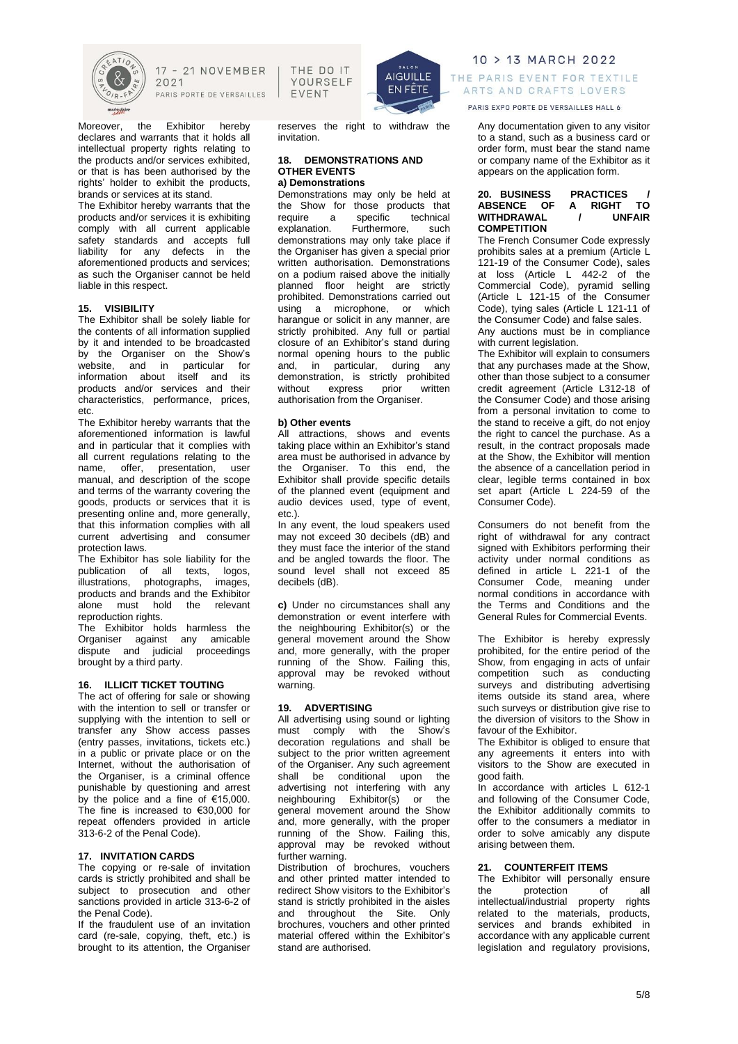Moreover, the Exhibitor hereby declares and warrants that it holds all intellectual property rights relating to the products and/or services exhibited, or that is has been authorised by the rights' holder to exhibit the products, brands or services at its stand.

The Exhibitor hereby warrants that the products and/or services it is exhibiting comply with all current applicable safety standards and accepts full liability for any defects in the aforementioned products and services; as such the Organiser cannot be held liable in this respect.

## 15. VISIBILITY

The Exhibitor shall be solely liable for the contents of all information supplied by it and intended to be broadcasted by the Organiser on the Show's website, and in particular for information about itself and its products and/or services and their characteristics, performance, prices, etc.

The Exhibitor hereby warrants that the aforementioned information is lawful and in particular that it complies with all current regulations relating to the name, offer, presentation, user manual, and description of the scope and terms of the warranty covering the goods, products or services that it is presenting online and, more generally, that this information complies with all current advertising and consumer protection laws.

The Exhibitor has sole liability for the publication of all texts, logos, illustrations, photographs, images, products and brands and the Exhibitor alone must hold the relevant reproduction rights.

The Exhibitor holds harmless the Organiser against any amicable dispute and judicial proceedings brought by a third party.

## 16. ILLICIT TICKET TOUTING

The act of offering for sale or showing with the intention to sell or transfer or supplying with the intention to sell or transfer any Show access passes (entry passes, invitations, tickets etc.) in a public or private place or on the Internet, without the authorisation of the Organiser, is a criminal offence punishable by questioning and arrest by the police and a fine of €15,000. The fine is increased to €30,000 for repeat offenders provided in article 313-6-2 of the Penal Code).

## 17. INVITATION CARDS

The copying or re-sale of invitation cards is strictly prohibited and shall be subject to prosecution and other sanctions provided in article 313-6-2 of the Penal Code).

If the fraudulent use of an invitation card (re-sale, copying, theft, etc.) is brought to its attention, the Organiser reserves the right to withdraw the invitation.

## 18. DEMONSTRATIONS AND OTHER EVENTS

**a) Demonstrations**

Demonstrations may only be held at the Show for those products that require a specific technical explanation. Furthermore, such demonstrations may only take place if the Organiser has given a special prior written authorisation. Demonstrations on a podium raised above the initially planned floor height are strictly prohibited. Demonstrations carried out using a microphone, or which harangue or solicit in any manner, are strictly prohibited. Any full or partial closure of an Exhibitor's stand during normal opening hours to the public and, in particular, during any demonstration, is strictly prohibited without express prior written authorisation from the Organiser.

**b) Other events**

All attractions, shows and events taking place within an Exhibitor's stand area must be authorised in advance by the Organiser. To this end, the Exhibitor shall provide specific details of the planned event (equipment and audio devices used, type of event, etc.).

In any event, the loud speakers used may not exceed 30 decibels (dB) and they must face the interior of the stand and be angled towards the floor. The sound level shall not exceed 85 decibels (dB).

**c)** Under no circumstances shall any demonstration or event interfere with the neighbouring Exhibitor(s) or the general movement around the Show and, more generally, with the proper running of the Show. Failing this, approval may be revoked without warning.

## 19. ADVERTISING

All advertising using sound or lighting must comply with the Show's decoration regulations and shall be subject to the prior written agreement of the Organiser. Any such agreement shall be conditional upon the advertising not interfering with any neighbouring Exhibitor(s) or the general movement around the Show and, more generally, with the proper running of the Show. Failing this, approval may be revoked without further warning.

Distribution of brochures, vouchers and other printed matter intended to redirect Show visitors to the Exhibitor's stand is strictly prohibited in the aisles and throughout the Site. Only brochures, vouchers and other printed material offered within the Exhibitor's stand are authorised.

Any documentation given to any visitor to a stand, such as a business card or order form, must bear the stand name or company name of the Exhibitor as it appears on the application form.

## 20. BUSINESS PRACTICES / ABSENCE OF A RIGHT TO WITHDRAWAL / UNFAIR COMPETITION

The French Consumer Code expressly prohibits sales at a premium (Article L 121-19 of the Consumer Code), sales at loss (Article L 442-2 of the Commercial Code), pyramid selling (Article L 121-15 of the Consumer Code), tying sales (Article L 121-11 of the Consumer Code) and false sales.

Any auctions must be in compliance with current legislation.

The Exhibitor will explain to consumers that any purchases made at the Show, other than those subject to a consumer credit agreement (Article L312-18 of the Consumer Code) and those arising from a personal invitation to come to the stand to receive a gift, do not enjoy the right to cancel the purchase. As a result, in the contract proposals made at the Show, the Exhibitor will mention the absence of a cancellation period in clear, legible terms contained in box set apart (Article L 224-59 of the Consumer Code).

Consumers do not benefit from the right of withdrawal for any contract signed with Exhibitors performing their activity under normal conditions as defined in article L 221-1 of the Consumer Code, meaning under normal conditions in accordance with the Terms and Conditions and the General Rules for Commercial Events.

The Exhibitor is hereby expressly prohibited, for the entire period of the Show, from engaging in acts of unfair competition such as conducting surveys and distributing advertising items outside its stand area, where such surveys or distribution give rise to the diversion of visitors to the Show in favour of the Exhibitor.

The Exhibitor is obliged to ensure that any agreements it enters into with visitors to the Show are executed in good faith.

In accordance with articles L 612-1 and following of the Consumer Code, the Exhibitor additionally commits to offer to the consumers a mediator in order to solve amicably any dispute arising between them.

## 21. COUNTERFEIT ITEMS

The Exhibitor will personally ensure the protection of all intellectual/industrial property rights related to the materials, products, services and brands exhibited in accordance with any applicable current legislation and regulatory provisions,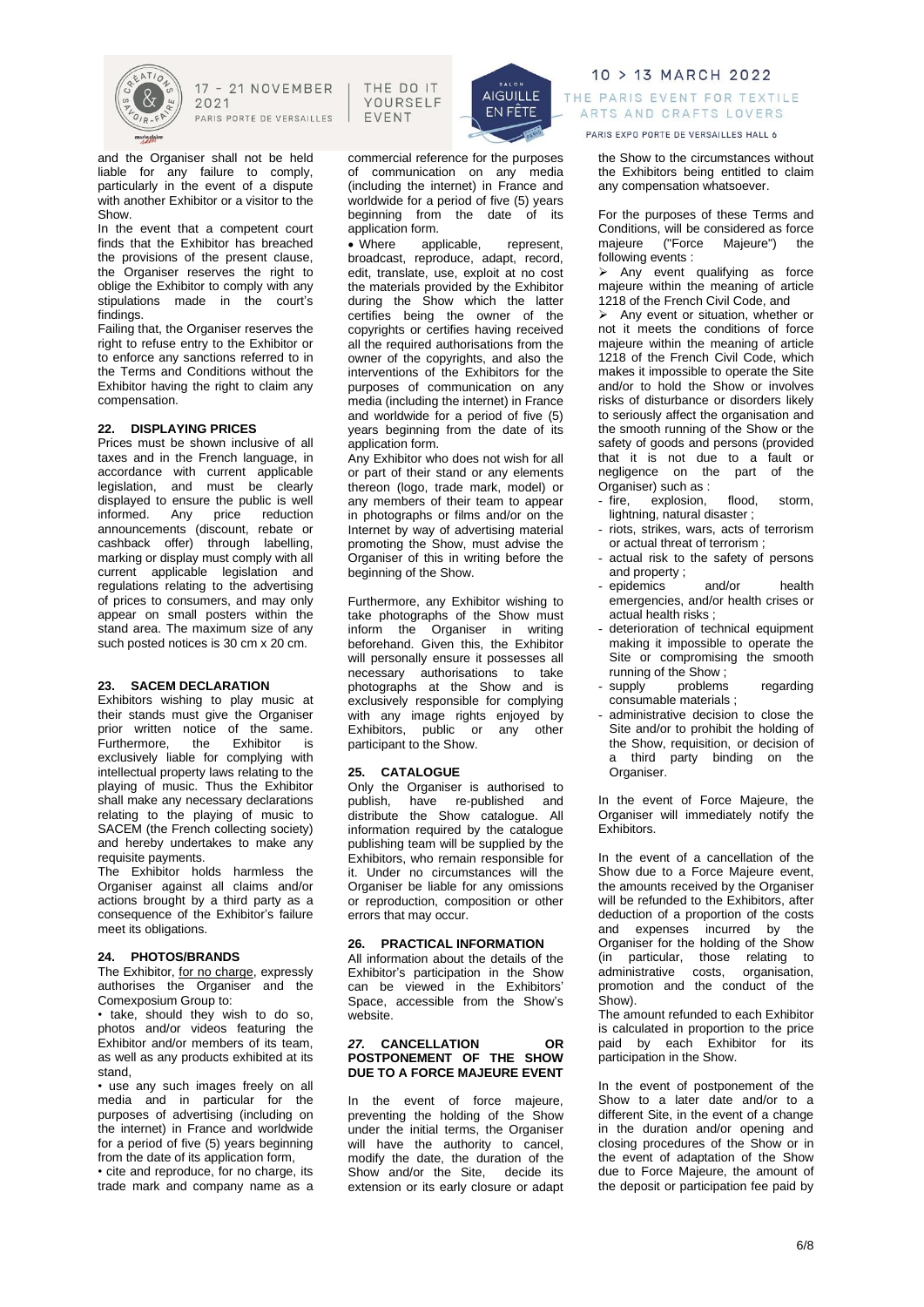and the Organiser shall not be held liable for any failure to comply, particularly in the event of a dispute with another Exhibitor or a visitor to the Show.

In the event that a competent court finds that the Exhibitor has breached the provisions of the present clause, the Organiser reserves the right to oblige the Exhibitor to comply with any stipulations made in the court's findings.

Failing that, the Organiser reserves the right to refuse entry to the Exhibitor or to enforce any sanctions referred to in the Terms and Conditions without the Exhibitor having the right to claim any compensation.

## 22. DISPLAYING PRICES

Prices must be shown inclusive of all taxes and in the French language, in accordance with current applicable legislation, and must be clearly displayed to ensure the public is well informed. Any price reduction announcements (discount, rebate or cashback offer) through labelling, marking or display must comply with all current applicable legislation and regulations relating to the advertising of prices to consumers, and may only appear on small posters within the stand area. The maximum size of any such posted notices is 30 cm x 20 cm.

## 23. SACEM DECLARATION

Exhibitors wishing to play music at their stands must give the Organiser prior written notice of the same. Furthermore, the Exhibitor is exclusively liable for complying with intellectual property laws relating to the playing of music. Thus the Exhibitor shall make any necessary declarations relating to the playing of music to SACEM (the French collecting society) and hereby undertakes to make any requisite payments.

The Exhibitor holds harmless the Organiser against all claims and/or actions brought by a third party as a consequence of the Exhibitor's failure meet its obligations.

## 24. PHOTOS/BRANDS

The Exhibitor, for no charge, expressly authorises the Organiser and the Comexposium Group to:

- take, should they wish to do so, photos and/or videos featuring the Exhibitor and/or members of its team, as well as any products exhibited at its stand,
- use any such images freely on all media and in particular for the purposes of advertising (including on the internet) in France and worldwide for a period of five (5) years beginning from the date of its application form,
- cite and reproduce, for no charge, its trade mark and company name as a commercial reference for the purposes of communication on any media (including the internet) in France and worldwide for a period of five (5) years beginning from the date of its application form.
- Where applicable, represent, broadcast, reproduce, adapt, record, edit, translate, use, exploit at no cost the materials provided by the Exhibitor during the Show which the latter certifies being the owner of the copyrights or certifies having received all the required authorisations from the owner of the copyrights, and also the interventions of the Exhibitors for the purposes of communication on any media (including the internet) in France and worldwide for a period of five (5) years beginning from the date of its application form.

Any Exhibitor who does not wish for all or part of their stand or any elements thereon (logo, trade mark, model) or any members of their team to appear in photographs or films and/or on the Internet by way of advertising material promoting the Show, must advise the Organiser of this in writing before the beginning of the Show.

Furthermore, any Exhibitor wishing to take photographs of the Show must inform the Organiser in writing beforehand. Given this, the Exhibitor will personally ensure it possesses all necessary authorisations to take photographs at the Show and is exclusively responsible for complying with any image rights enjoyed by Exhibitors, public or any other participant to the Show.

## 25. CATALOGUE

Only the Organiser is authorised to publish, have re-published and distribute the Show catalogue. All information required by the catalogue publishing team will be supplied by the Exhibitors, who remain responsible for it. Under no circumstances will the Organiser be liable for any omissions or reproduction, composition or other errors that may occur.

## 26. PRACTICAL INFORMATION

All information about the details of the Exhibitor's participation in the Show can be viewed in the Exhibitors' Space, accessible from the Show's website.

## 27. CANCELLATION OR POSTPONEMENT OF THE SHOW DUE TO A FORCE MAJEURE EVENT

In the event of force majeure, preventing the holding of the Show under the initial terms, the Organiser will have the authority to cancel, modify the date, the duration of the Show and/or the Site, decide its extension or its early closure or adapt the Show to the circumstances without the Exhibitors being entitled to claim any compensation whatsoever.

For the purposes of these Terms and Conditions, will be considered as force majeure ("Force Majeure") the following events :

- Any event qualifying as force majeure within the meaning of article 1218 of the French Civil Code, and
- Any event or situation, whether or not it meets the conditions of force majeure within the meaning of article 1218 of the French Civil Code, which makes it impossible to operate the Site and/or to hold the Show or involves risks of disturbance or disorders likely to seriously affect the organisation and the smooth running of the Show or the safety of goods and persons (provided that it is not due to a fault or negligence on the part of the Organiser) such as :
  - fire, explosion, flood, storm, lightning, natural disaster ;
  - riots, strikes, wars, acts of terrorism or actual threat of terrorism ;
  - actual risk to the safety of persons and property ;
  - epidemics and/or health emergencies, and/or health crises or actual health risks ;
  - deterioration of technical equipment making it impossible to operate the Site or compromising the smooth running of the Show ;
  - supply problems regarding consumable materials ;
  - administrative decision to close the Site and/or to prohibit the holding of the Show, requisition, or decision of a third party binding on the Organiser.

In the event of Force Majeure, the Organiser will immediately notify the Exhibitors.

In the event of a cancellation of the Show due to a Force Majeure event, the amounts received by the Organiser will be refunded to the Exhibitors, after deduction of a proportion of the costs and expenses incurred by the Organiser for the holding of the Show (in particular, those relating to administrative costs, organisation, promotion and the conduct of the Show).

The amount refunded to each Exhibitor is calculated in proportion to the price paid by each Exhibitor for its participation in the Show.

In the event of postponement of the Show to a later date and/or to a different Site, in the event of a change in the duration and/or opening and closing procedures of the Show or in the event of adaptation of the Show due to Force Majeure, the amount of the deposit or participation fee paid by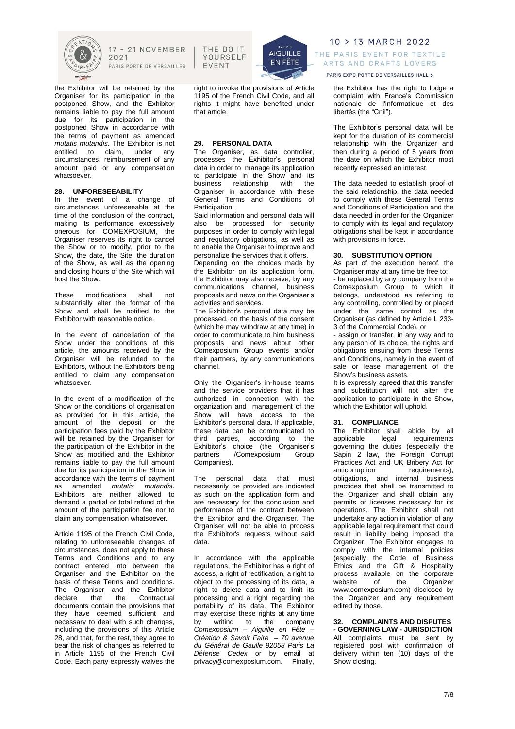the Exhibitor will be retained by the Organiser for its participation in the postponed Show, and the Exhibitor remains liable to pay the full amount due for its participation in the postponed Show in accordance with the terms of payment as amended *mutatis mutandis*. The Exhibitor is not entitled to claim, under any circumstances, reimbursement of any amount paid or any compensation whatsoever.

## 28. UNFORESEEABILITY

In the event of a change of circumstances unforeseeable at the time of the conclusion of the contract, making its performance excessively onerous for COMEXPOSIUM, the Organiser reserves its right to cancel the Show or to modify, prior to the Show, the date, the Site, the duration of the Show, as well as the opening and closing hours of the Site which will host the Show.

These modifications shall not substantially alter the format of the Show and shall be notified to the Exhibitor with reasonable notice.

In the event of cancellation of the Show under the conditions of this article, the amounts received by the Organiser will be refunded to the Exhibitors, without the Exhibitors being entitled to claim any compensation whatsoever.

In the event of a modification of the Show or the conditions of organisation as provided for in this article, the amount of the deposit or the participation fees paid by the Exhibitor will be retained by the Organiser for the participation of the Exhibitor in the Show as modified and the Exhibitor remains liable to pay the full amount due for its participation in the Show in accordance with the terms of payment as amended *mutatis mutandis*. Exhibitors are neither allowed to demand a partial or total refund of the amount of the participation fee nor to claim any compensation whatsoever.

Article 1195 of the French Civil Code, relating to unforeseeable changes of circumstances, does not apply to these Terms and Conditions and to any contract entered into between the Organiser and the Exhibitor on the basis of these Terms and conditions. The Organiser and the Exhibitor declare that the Contractual documents contain the provisions that they have deemed sufficient and necessary to deal with such changes, including the provisions of this Article 28, and that, for the rest, they agree to bear the risk of changes as referred to in Article 1195 of the French Civil Code. Each party expressly waives the right to invoke the provisions of Article 1195 of the French Civil Code, and all rights it might have benefited under that article.

## 29. PERSONAL DATA

The Organiser, as data controller, processes the Exhibitor's personal data in order to manage its application to participate in the Show and its business relationship with the Organiser in accordance with these General Terms and Conditions of Participation.

Said information and personal data will also be processed for security purposes in order to comply with legal and regulatory obligations, as well as to enable the Organiser to improve and personalize the services that it offers.

Depending on the choices made by the Exhibitor on its application form, the Exhibitor may also receive, by any communications channel, business proposals and news on the Organiser's activities and services.

The Exhibitor's personal data may be processed, on the basis of the consent (which he may withdraw at any time) in order to communicate to him business proposals and news about other Comexposium Group events and/or their partners, by any communications channel.

Only the Organiser's in-house teams and the service providers that it has authorized in connection with the organization and management of the Show will have access to the Exhibitor's personal data. If applicable, these data can be communicated to third parties, according to the Exhibitor's choice (the Organiser's partners /Comexposium Group Companies).

The personal data that must necessarily be provided are indicated as such on the application form and are necessary for the conclusion and performance of the contract between the Exhibitor and the Organiser. The Organiser will not be able to process the Exhibitor's requests without said data.

In accordance with the applicable regulations, the Exhibitor has a right of access, a right of rectification, a right to object to the processing of its data, a right to delete data and to limit its processing and a right regarding the portability of its data. The Exhibitor may exercise these rights at any time by writing to the company *Comexposium – Aiguille en Fête – Création & Savoir Faire – 70 avenue du Général de Gaulle 92058 Paris La Défense Cedex* or by email at privacy@comexposium.com. Finally, the Exhibitor has the right to lodge a complaint with France's Commission nationale de l'informatique et des libertés (the "Cnil").

The Exhibitor's personal data will be kept for the duration of its commercial relationship with the Organizer and then during a period of 5 years from the date on which the Exhibitor most recently expressed an interest.

The data needed to establish proof of the said relationship, the data needed to comply with these General Terms and Conditions of Participation and the data needed in order for the Organizer to comply with its legal and regulatory obligations shall be kept in accordance with provisions in force.

## 30. SUBSTITUTION OPTION

As part of the execution hereof, the Organiser may at any time be free to:

- be replaced by any company from the Comexposium Group to which it belongs, understood as referring to any controlling, controlled by or placed under the same control as the Organiser (as defined by Article L 233-3 of the Commercial Code), or
- assign or transfer, in any way and to any person of its choice, the rights and obligations ensuing from these Terms and Conditions, namely in the event of sale or lease management of the Show's business assets.

It is expressly agreed that this transfer and substitution will not alter the application to participate in the Show, which the Exhibitor will uphold.

## 31. COMPLIANCE

The Exhibitor shall abide by all applicable legal requirements governing the duties (especially the Sapin 2 law, the Foreign Corrupt Practices Act and UK Bribery Act for anticorruption requirements), obligations, and internal business practices that shall be transmitted to the Organizer and shall obtain any permits or licenses necessary for its operations. The Exhibitor shall not undertake any action in violation of any applicable legal requirement that could result in liability being imposed the Organizer. The Exhibitor engages to comply with the internal policies (especially the Code of Business Ethics and the Gift & Hospitality process available on the corporate website of the Organizer www.comexposium.com) disclosed by the Organizer and any requirement edited by those.

## 32. COMPLAINTS AND DISPUTES - GOVERNING LAW - JURISDICTION

All complaints must be sent by registered post with confirmation of delivery within ten (10) days of the Show closing.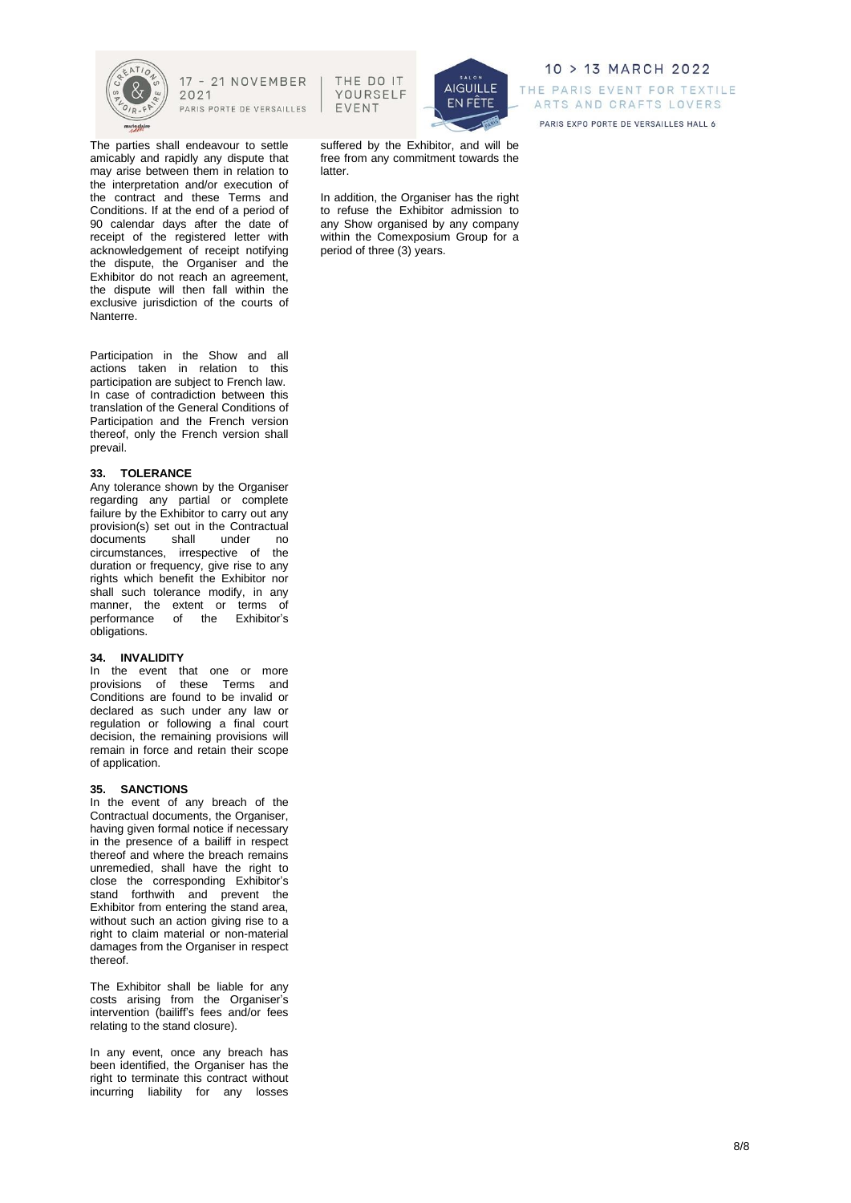The parties shall endeavour to settle amicably and rapidly any dispute that may arise between them in relation to the interpretation and/or execution of the contract and these Terms and Conditions. If at the end of a period of 90 calendar days after the date of receipt of the registered letter with acknowledgement of receipt notifying the dispute, the Organiser and the Exhibitor do not reach an agreement, the dispute will then fall within the exclusive jurisdiction of the courts of Nanterre.

Participation in the Show and all actions taken in relation to this participation are subject to French law. In case of contradiction between this translation of the General Conditions of Participation and the French version thereof, only the French version shall prevail.

### 33. TOLERANCE

Any tolerance shown by the Organiser regarding any partial or complete failure by the Exhibitor to carry out any provision(s) set out in the Contractual documents shall under no circumstances, irrespective of the duration or frequency, give rise to any rights which benefit the Exhibitor nor shall such tolerance modify, in any manner, the extent or terms of performance of the Exhibitor's obligations.

### 34. INVALIDITY

In the event that one or more provisions of these Terms and Conditions are found to be invalid or declared as such under any law or regulation or following a final court decision, the remaining provisions will remain in force and retain their scope of application.

### 35. SANCTIONS

In the event of any breach of the Contractual documents, the Organiser, having given formal notice if necessary in the presence of a bailiff in respect thereof and where the breach remains unremedied, shall have the right to close the corresponding Exhibitor's stand forthwith and prevent the Exhibitor from entering the stand area, without such an action giving rise to a right to claim material or non-material damages from the Organiser in respect thereof.

The Exhibitor shall be liable for any costs arising from the Organiser's intervention (bailiff's fees and/or fees relating to the stand closure).

In any event, once any breach has been identified, the Organiser has the right to terminate this contract without incurring liability for any losses suffered by the Exhibitor, and will be free from any commitment towards the latter.

In addition, the Organiser has the right to refuse the Exhibitor admission to any Show organised by any company within the Comexposium Group for a period of three (3) years.